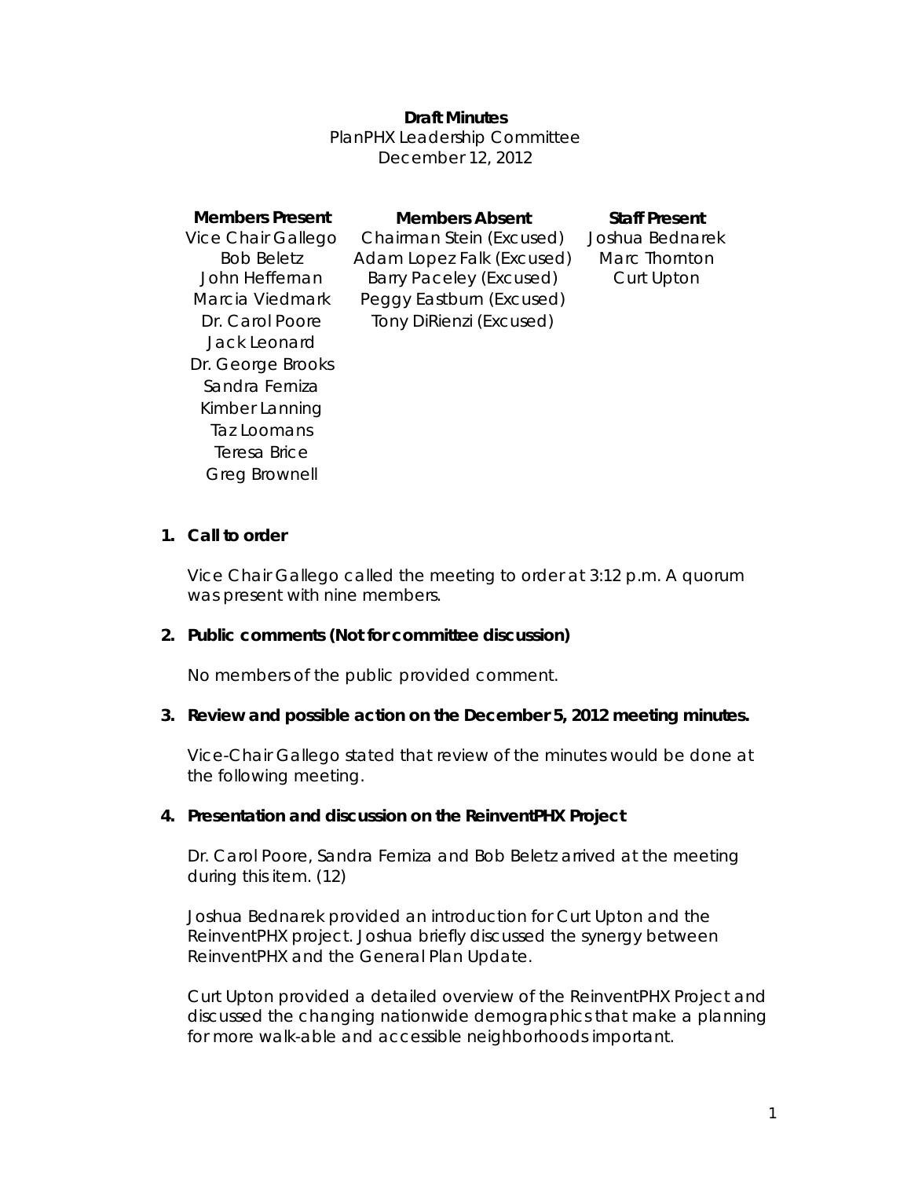**Draft Minutes**
PlanPHX Leadership Committee
December 12, 2012

| Members Present | Members Absent | Staff Present |
|---|---|---|
| Vice Chair Gallego | Chairman Stein (Excused) | Joshua Bednarek |
| Bob Beletz | Adam Lopez Falk (Excused) | Marc Thornton |
| John Heffernan | Barry Paceley (Excused) | Curt Upton |
| Marcia Viedmark | Peggy Eastburn (Excused) | |
| Dr. Carol Poore | Tony DiRienzi (Excused) | |
| Jack Leonard | | |
| Dr. George Brooks | | |
| Sandra Ferniza | | |
| Kimber Lanning | | |
| Taz Loomans | | |
| Teresa Brice | | |
| Greg Brownell | | |

1. **Call to order**

   Vice Chair Gallego called the meeting to order at 3:12 p.m. A quorum was present with nine members.

2. **Public comments (Not for committee discussion)**

   No members of the public provided comment.

3. **Review and possible action on the December 5, 2012 meeting minutes.**

   Vice-Chair Gallego stated that review of the minutes would be done at the following meeting.

4. **Presentation and discussion on the ReinventPHX Project**

   Dr. Carol Poore, Sandra Ferniza and Bob Beletz arrived at the meeting during this item. (12)

   Joshua Bednarek provided an introduction for Curt Upton and the ReinventPHX project. Joshua briefly discussed the synergy between ReinventPHX and the General Plan Update.

   Curt Upton provided a detailed overview of the ReinventPHX Project and discussed the changing nationwide demographics that make a planning for more walk-able and accessible neighborhoods important.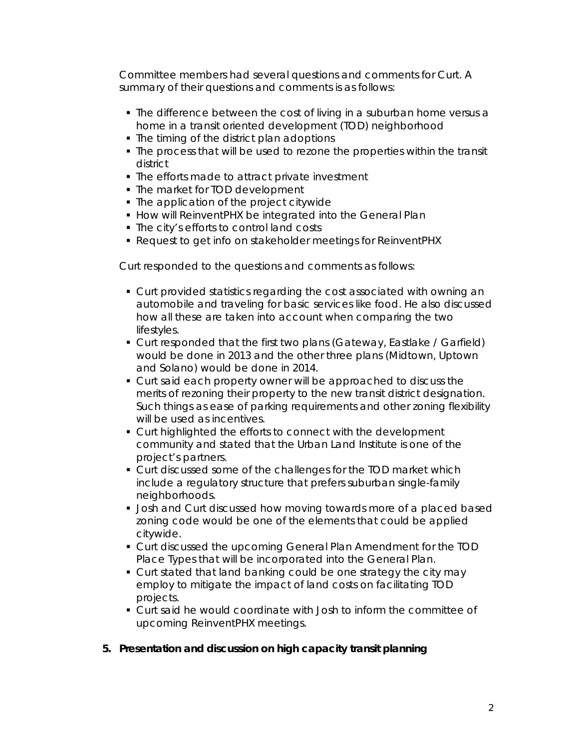Committee members had several questions and comments for Curt. A summary of their questions and comments is as follows:

- The difference between the cost of living in a suburban home versus a home in a transit oriented development (TOD) neighborhood
- The timing of the district plan adoptions
- The process that will be used to rezone the properties within the transit district
- The efforts made to attract private investment
- The market for TOD development
- The application of the project citywide
- How will ReinventPHX be integrated into the General Plan
- The city's efforts to control land costs
- Request to get info on stakeholder meetings for ReinventPHX

Curt responded to the questions and comments as follows:

- Curt provided statistics regarding the cost associated with owning an automobile and traveling for basic services like food. He also discussed how all these are taken into account when comparing the two lifestyles.
- Curt responded that the first two plans (Gateway, Eastlake / Garfield) would be done in 2013 and the other three plans (Midtown, Uptown and Solano) would be done in 2014.
- Curt said each property owner will be approached to discuss the merits of rezoning their property to the new transit district designation. Such things as ease of parking requirements and other zoning flexibility will be used as incentives.
- Curt highlighted the efforts to connect with the development community and stated that the Urban Land Institute is one of the project's partners.
- Curt discussed some of the challenges for the TOD market which include a regulatory structure that prefers suburban single-family neighborhoods.
- Josh and Curt discussed how moving towards more of a placed based zoning code would be one of the elements that could be applied citywide.
- Curt discussed the upcoming General Plan Amendment for the TOD Place Types that will be incorporated into the General Plan.
- Curt stated that land banking could be one strategy the city may employ to mitigate the impact of land costs on facilitating TOD projects.
- Curt said he would coordinate with Josh to inform the committee of upcoming ReinventPHX meetings.

5. **Presentation and discussion on high capacity transit planning**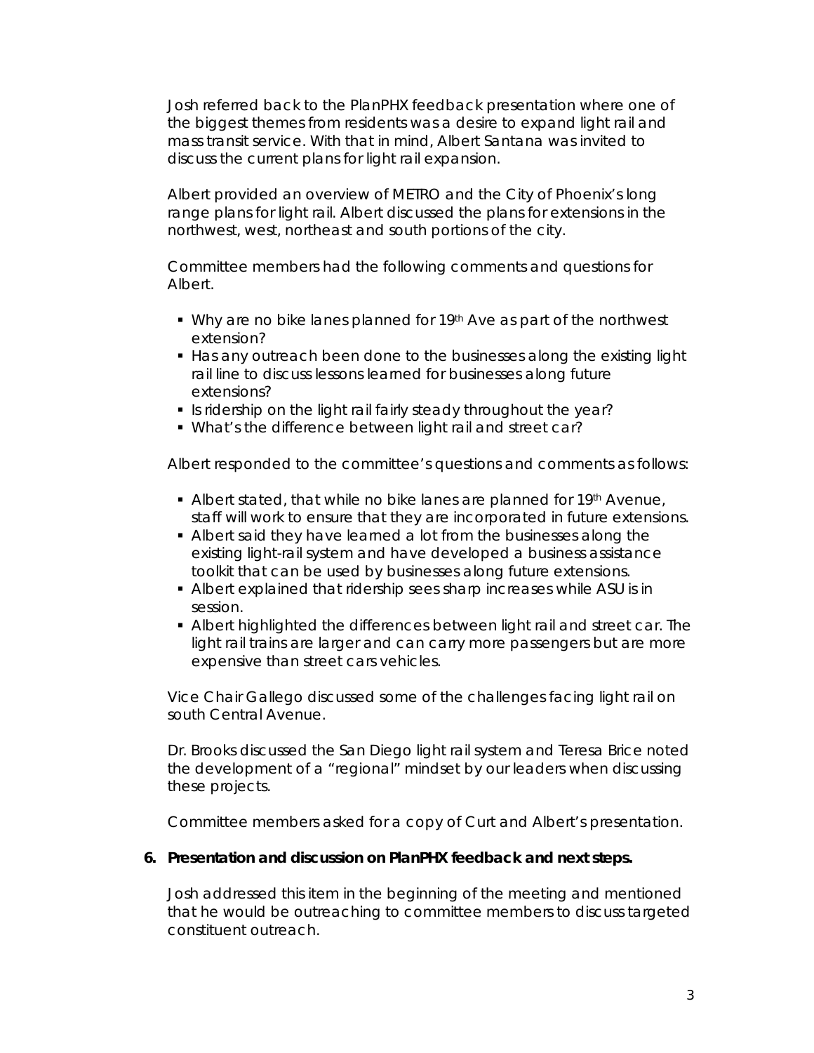Josh referred back to the PlanPHX feedback presentation where one of the biggest themes from residents was a desire to expand light rail and mass transit service. With that in mind, Albert Santana was invited to discuss the current plans for light rail expansion.

Albert provided an overview of METRO and the City of Phoenix's long range plans for light rail. Albert discussed the plans for extensions in the northwest, west, northeast and south portions of the city.

Committee members had the following comments and questions for Albert.

- Why are no bike lanes planned for 19th Ave as part of the northwest extension?
- Has any outreach been done to the businesses along the existing light rail line to discuss lessons learned for businesses along future extensions?
- Is ridership on the light rail fairly steady throughout the year?
- What's the difference between light rail and street car?

Albert responded to the committee's questions and comments as follows:

- Albert stated, that while no bike lanes are planned for 19th Avenue, staff will work to ensure that they are incorporated in future extensions.
- Albert said they have learned a lot from the businesses along the existing light-rail system and have developed a business assistance toolkit that can be used by businesses along future extensions.
- Albert explained that ridership sees sharp increases while ASU is in session.
- Albert highlighted the differences between light rail and street car. The light rail trains are larger and can carry more passengers but are more expensive than street cars vehicles.

Vice Chair Gallego discussed some of the challenges facing light rail on south Central Avenue.

Dr. Brooks discussed the San Diego light rail system and Teresa Brice noted the development of a "regional" mindset by our leaders when discussing these projects.

Committee members asked for a copy of Curt and Albert's presentation.

**6. Presentation and discussion on PlanPHX feedback and next steps.**

Josh addressed this item in the beginning of the meeting and mentioned that he would be outreaching to committee members to discuss targeted constituent outreach.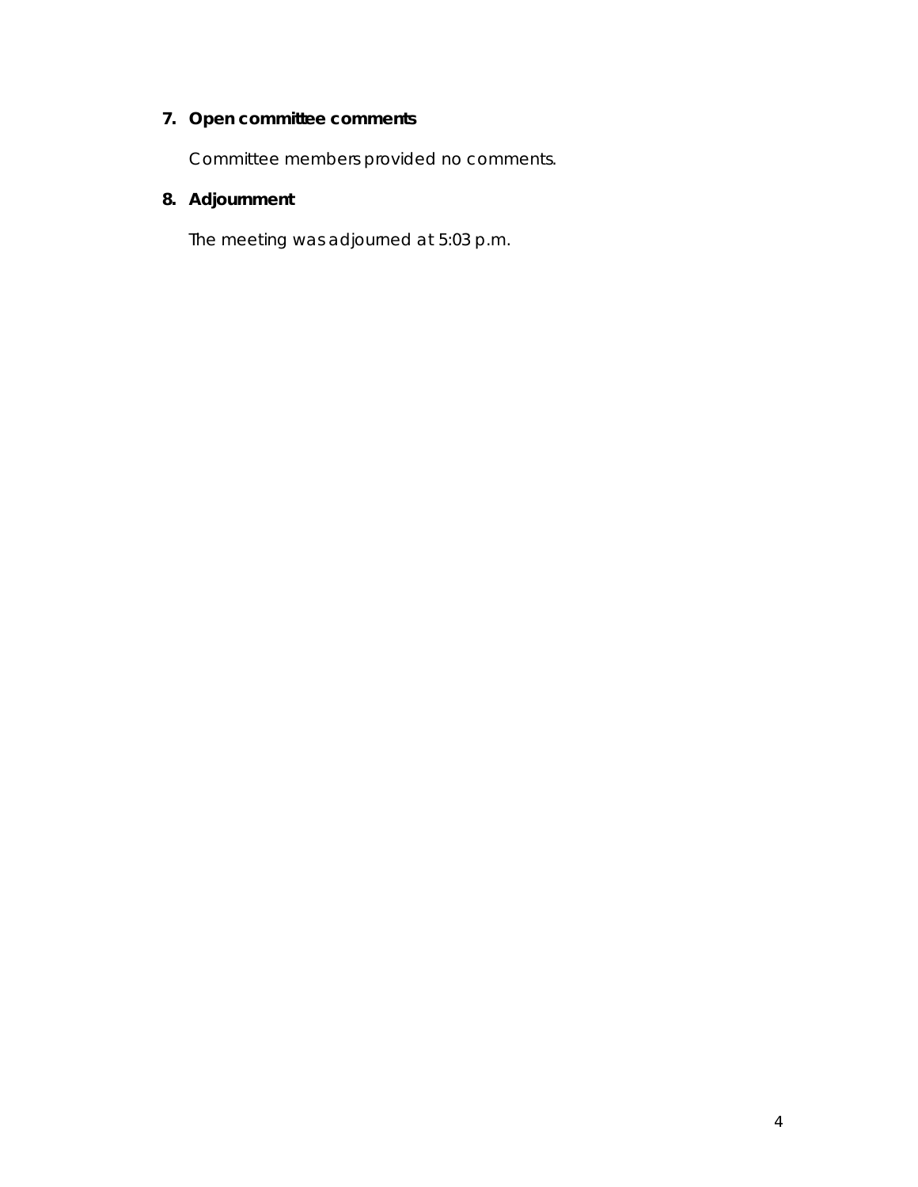7. **Open committee comments**

   Committee members provided no comments.

8. **Adjournment**

   The meeting was adjourned at 5:03 p.m.